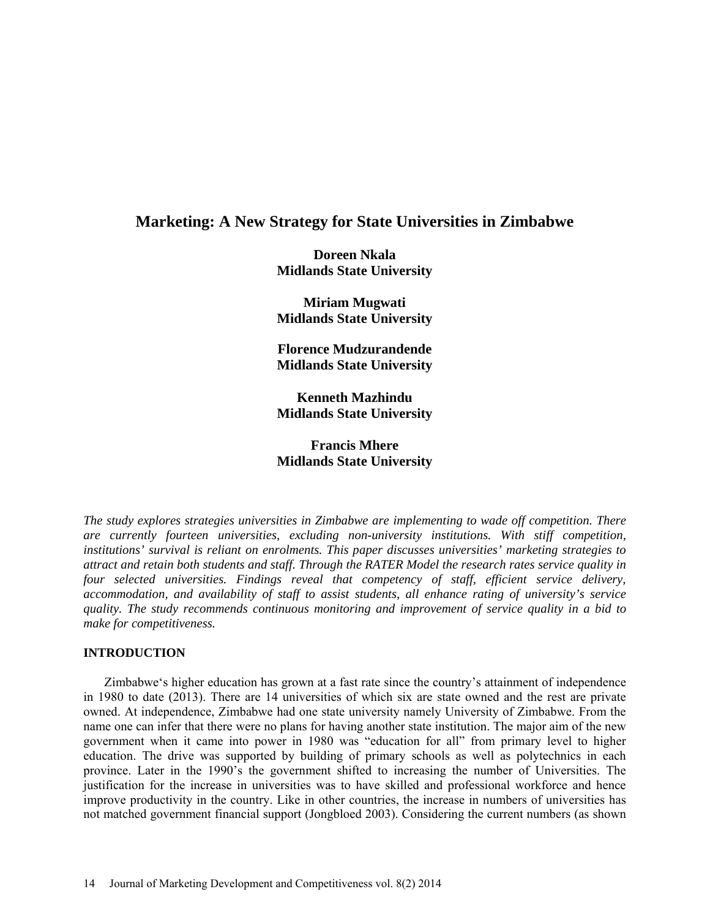# Marketing: A New Strategy for State Universities in Zimbabwe

**Doreen Nkala**
**Midlands State University**

**Miriam Mugwati**
**Midlands State University**

**Florence Mudzurandende**
**Midlands State University**

**Kenneth Mazhindu**
**Midlands State University**

**Francis Mhere**
**Midlands State University**

*The study explores strategies universities in Zimbabwe are implementing to wade off competition. There are currently fourteen universities, excluding non-university institutions. With stiff competition, institutions' survival is reliant on enrolments. This paper discusses universities' marketing strategies to attract and retain both students and staff. Through the RATER Model the research rates service quality in four selected universities. Findings reveal that competency of staff, efficient service delivery, accommodation, and availability of staff to assist students, all enhance rating of university's service quality. The study recommends continuous monitoring and improvement of service quality in a bid to make for competitiveness.*

## INTRODUCTION

Zimbabwe's higher education has grown at a fast rate since the country's attainment of independence in 1980 to date (2013). There are 14 universities of which six are state owned and the rest are private owned. At independence, Zimbabwe had one state university namely University of Zimbabwe. From the name one can infer that there were no plans for having another state institution. The major aim of the new government when it came into power in 1980 was "education for all" from primary level to higher education. The drive was supported by building of primary schools as well as polytechnics in each province. Later in the 1990's the government shifted to increasing the number of Universities. The justification for the increase in universities was to have skilled and professional workforce and hence improve productivity in the country. Like in other countries, the increase in numbers of universities has not matched government financial support (Jongbloed 2003). Considering the current numbers (as shown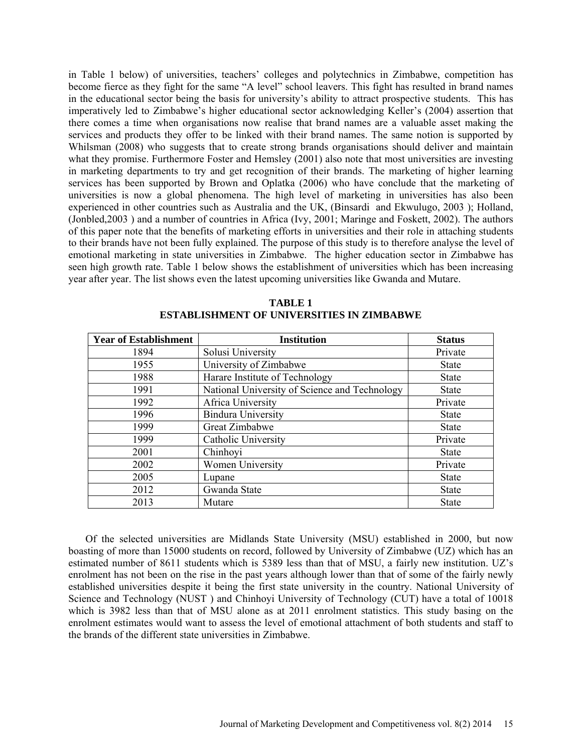in Table 1 below) of universities, teachers' colleges and polytechnics in Zimbabwe, competition has become fierce as they fight for the same "A level" school leavers. This fight has resulted in brand names in the educational sector being the basis for university's ability to attract prospective students. This has imperatively led to Zimbabwe's higher educational sector acknowledging Keller's (2004) assertion that there comes a time when organisations now realise that brand names are a valuable asset making the services and products they offer to be linked with their brand names. The same notion is supported by Whilsman (2008) who suggests that to create strong brands organisations should deliver and maintain what they promise. Furthermore Foster and Hemsley (2001) also note that most universities are investing in marketing departments to try and get recognition of their brands. The marketing of higher learning services has been supported by Brown and Oplatka (2006) who have conclude that the marketing of universities is now a global phenomena. The high level of marketing in universities has also been experienced in other countries such as Australia and the UK, (Binsardi and Ekwulugo, 2003 ); Holland, (Jonbled,2003 ) and a number of countries in Africa (Ivy, 2001; Maringe and Foskett, 2002). The authors of this paper note that the benefits of marketing efforts in universities and their role in attaching students to their brands have not been fully explained. The purpose of this study is to therefore analyse the level of emotional marketing in state universities in Zimbabwe. The higher education sector in Zimbabwe has seen high growth rate. Table 1 below shows the establishment of universities which has been increasing year after year. The list shows even the latest upcoming universities like Gwanda and Mutare.

**TABLE 1**
**ESTABLISHMENT OF UNIVERSITIES IN ZIMBABWE**

| Year of Establishment | Institution | Status |
|---|---|---|
| 1894 | Solusi University | Private |
| 1955 | University of Zimbabwe | State |
| 1988 | Harare Institute of Technology | State |
| 1991 | National University of Science and Technology | State |
| 1992 | Africa University | Private |
| 1996 | Bindura University | State |
| 1999 | Great Zimbabwe | State |
| 1999 | Catholic University | Private |
| 2001 | Chinhoyi | State |
| 2002 | Women University | Private |
| 2005 | Lupane | State |
| 2012 | Gwanda State | State |
| 2013 | Mutare | State |

Of the selected universities are Midlands State University (MSU) established in 2000, but now boasting of more than 15000 students on record, followed by University of Zimbabwe (UZ) which has an estimated number of 8611 students which is 5389 less than that of MSU, a fairly new institution. UZ's enrolment has not been on the rise in the past years although lower than that of some of the fairly newly established universities despite it being the first state university in the country. National University of Science and Technology (NUST ) and Chinhoyi University of Technology (CUT) have a total of 10018 which is 3982 less than that of MSU alone as at 2011 enrolment statistics. This study basing on the enrolment estimates would want to assess the level of emotional attachment of both students and staff to the brands of the different state universities in Zimbabwe.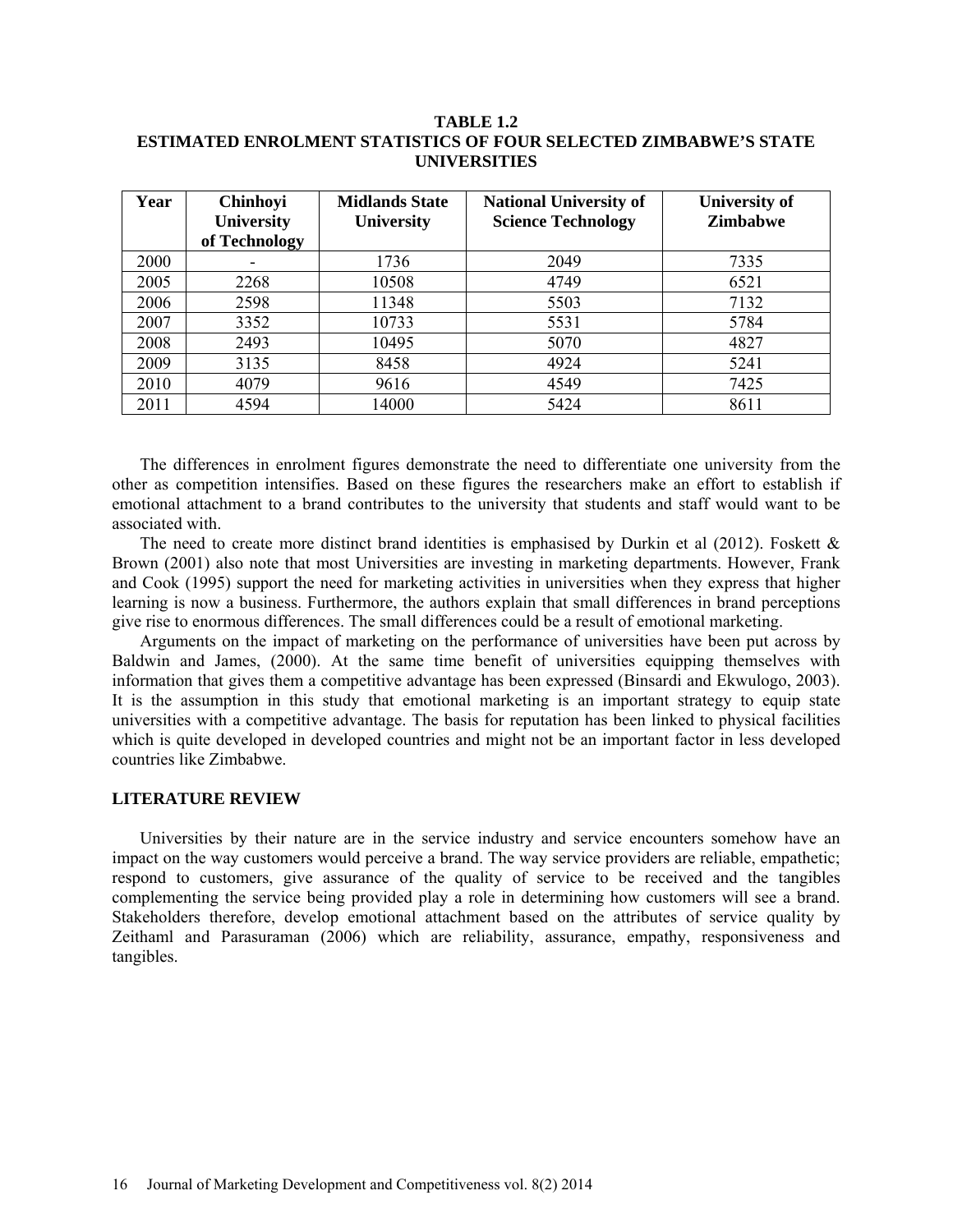**TABLE 1.2**
**ESTIMATED ENROLMENT STATISTICS OF FOUR SELECTED ZIMBABWE'S STATE UNIVERSITIES**

| Year | Chinhoyi University of Technology | Midlands State University | National University of Science Technology | University of Zimbabwe |
|---|---|---|---|---|
| 2000 | - | 1736 | 2049 | 7335 |
| 2005 | 2268 | 10508 | 4749 | 6521 |
| 2006 | 2598 | 11348 | 5503 | 7132 |
| 2007 | 3352 | 10733 | 5531 | 5784 |
| 2008 | 2493 | 10495 | 5070 | 4827 |
| 2009 | 3135 | 8458 | 4924 | 5241 |
| 2010 | 4079 | 9616 | 4549 | 7425 |
| 2011 | 4594 | 14000 | 5424 | 8611 |

The differences in enrolment figures demonstrate the need to differentiate one university from the other as competition intensifies. Based on these figures the researchers make an effort to establish if emotional attachment to a brand contributes to the university that students and staff would want to be associated with.

The need to create more distinct brand identities is emphasised by Durkin et al (2012). Foskett & Brown (2001) also note that most Universities are investing in marketing departments. However, Frank and Cook (1995) support the need for marketing activities in universities when they express that higher learning is now a business. Furthermore, the authors explain that small differences in brand perceptions give rise to enormous differences. The small differences could be a result of emotional marketing.

Arguments on the impact of marketing on the performance of universities have been put across by Baldwin and James, (2000). At the same time benefit of universities equipping themselves with information that gives them a competitive advantage has been expressed (Binsardi and Ekwulogo, 2003). It is the assumption in this study that emotional marketing is an important strategy to equip state universities with a competitive advantage. The basis for reputation has been linked to physical facilities which is quite developed in developed countries and might not be an important factor in less developed countries like Zimbabwe.

## LITERATURE REVIEW

Universities by their nature are in the service industry and service encounters somehow have an impact on the way customers would perceive a brand. The way service providers are reliable, empathetic; respond to customers, give assurance of the quality of service to be received and the tangibles complementing the service being provided play a role in determining how customers will see a brand. Stakeholders therefore, develop emotional attachment based on the attributes of service quality by Zeithaml and Parasuraman (2006) which are reliability, assurance, empathy, responsiveness and tangibles.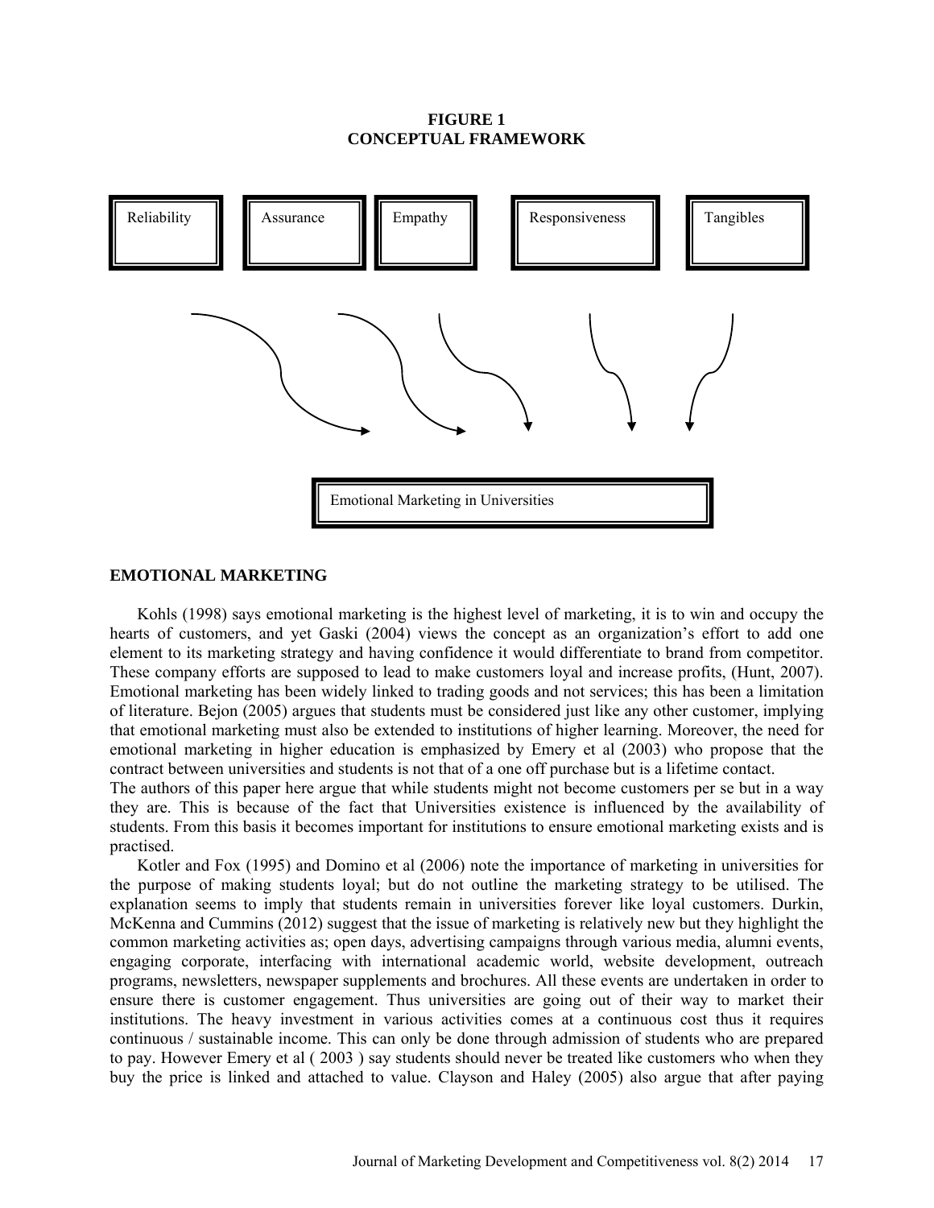**FIGURE 1**
**CONCEPTUAL FRAMEWORK**

Reliability | Assurance | Empathy | Responsiveness | Tangibles

Emotional Marketing in Universities

## EMOTIONAL MARKETING

Kohls (1998) says emotional marketing is the highest level of marketing, it is to win and occupy the hearts of customers, and yet Gaski (2004) views the concept as an organization's effort to add one element to its marketing strategy and having confidence it would differentiate to brand from competitor. These company efforts are supposed to lead to make customers loyal and increase profits, (Hunt, 2007). Emotional marketing has been widely linked to trading goods and not services; this has been a limitation of literature. Bejon (2005) argues that students must be considered just like any other customer, implying that emotional marketing must also be extended to institutions of higher learning. Moreover, the need for emotional marketing in higher education is emphasized by Emery et al (2003) who propose that the contract between universities and students is not that of a one off purchase but is a lifetime contact.

The authors of this paper here argue that while students might not become customers per se but in a way they are. This is because of the fact that Universities existence is influenced by the availability of students. From this basis it becomes important for institutions to ensure emotional marketing exists and is practised.

Kotler and Fox (1995) and Domino et al (2006) note the importance of marketing in universities for the purpose of making students loyal; but do not outline the marketing strategy to be utilised. The explanation seems to imply that students remain in universities forever like loyal customers. Durkin, McKenna and Cummins (2012) suggest that the issue of marketing is relatively new but they highlight the common marketing activities as; open days, advertising campaigns through various media, alumni events, engaging corporate, interfacing with international academic world, website development, outreach programs, newsletters, newspaper supplements and brochures. All these events are undertaken in order to ensure there is customer engagement. Thus universities are going out of their way to market their institutions. The heavy investment in various activities comes at a continuous cost thus it requires continuous / sustainable income. This can only be done through admission of students who are prepared to pay. However Emery et al ( 2003 ) say students should never be treated like customers who when they buy the price is linked and attached to value. Clayson and Haley (2005) also argue that after paying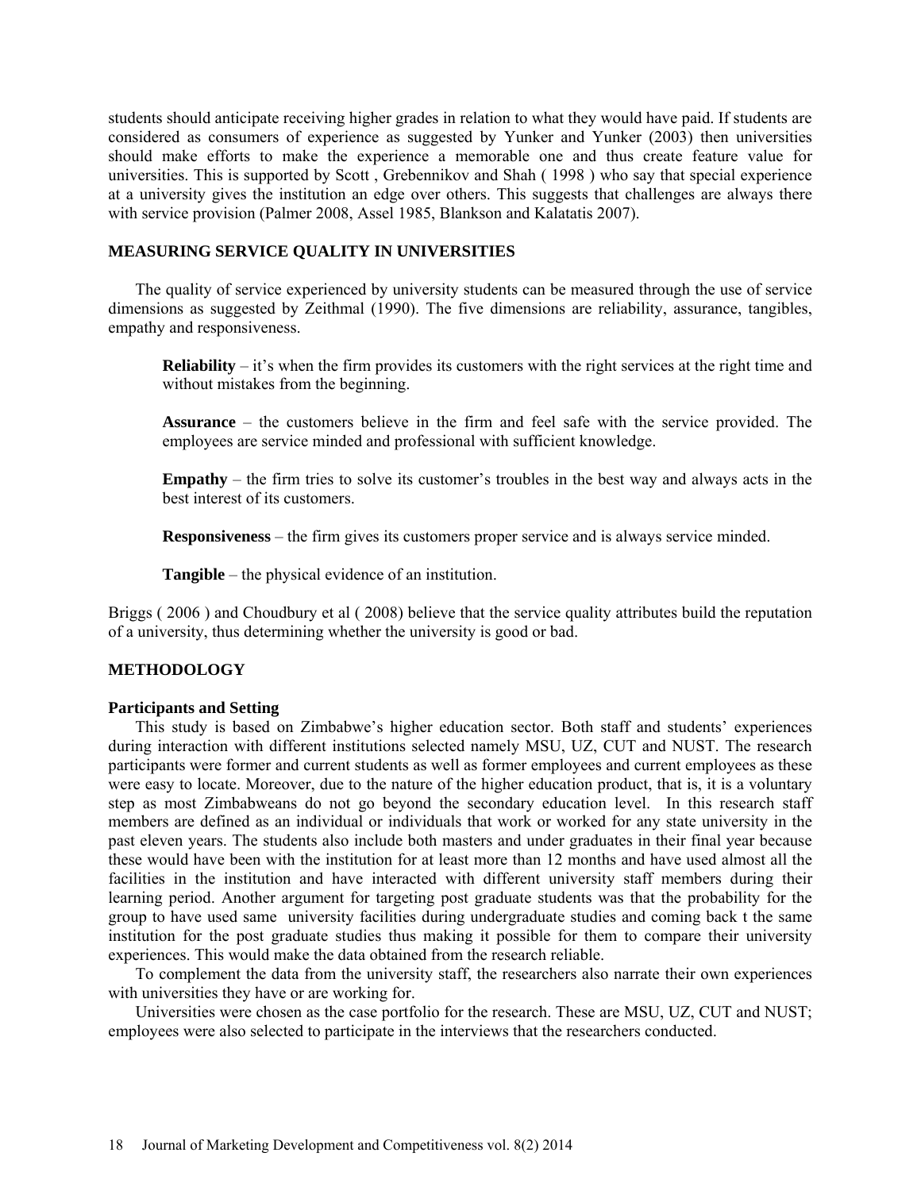students should anticipate receiving higher grades in relation to what they would have paid. If students are considered as consumers of experience as suggested by Yunker and Yunker (2003) then universities should make efforts to make the experience a memorable one and thus create feature value for universities. This is supported by Scott , Grebennikov and Shah ( 1998 ) who say that special experience at a university gives the institution an edge over others. This suggests that challenges are always there with service provision (Palmer 2008, Assel 1985, Blankson and Kalatatis 2007).

## MEASURING SERVICE QUALITY IN UNIVERSITIES

The quality of service experienced by university students can be measured through the use of service dimensions as suggested by Zeithmal (1990). The five dimensions are reliability, assurance, tangibles, empathy and responsiveness.

**Reliability** – it's when the firm provides its customers with the right services at the right time and without mistakes from the beginning.

**Assurance** – the customers believe in the firm and feel safe with the service provided. The employees are service minded and professional with sufficient knowledge.

**Empathy** – the firm tries to solve its customer's troubles in the best way and always acts in the best interest of its customers.

**Responsiveness** – the firm gives its customers proper service and is always service minded.

**Tangible** – the physical evidence of an institution.

Briggs ( 2006 ) and Choudbury et al ( 2008) believe that the service quality attributes build the reputation of a university, thus determining whether the university is good or bad.

## METHODOLOGY

### Participants and Setting

This study is based on Zimbabwe's higher education sector. Both staff and students' experiences during interaction with different institutions selected namely MSU, UZ, CUT and NUST. The research participants were former and current students as well as former employees and current employees as these were easy to locate. Moreover, due to the nature of the higher education product, that is, it is a voluntary step as most Zimbabweans do not go beyond the secondary education level. In this research staff members are defined as an individual or individuals that work or worked for any state university in the past eleven years. The students also include both masters and under graduates in their final year because these would have been with the institution for at least more than 12 months and have used almost all the facilities in the institution and have interacted with different university staff members during their learning period. Another argument for targeting post graduate students was that the probability for the group to have used same university facilities during undergraduate studies and coming back t the same institution for the post graduate studies thus making it possible for them to compare their university experiences. This would make the data obtained from the research reliable.

To complement the data from the university staff, the researchers also narrate their own experiences with universities they have or are working for.

Universities were chosen as the case portfolio for the research. These are MSU, UZ, CUT and NUST; employees were also selected to participate in the interviews that the researchers conducted.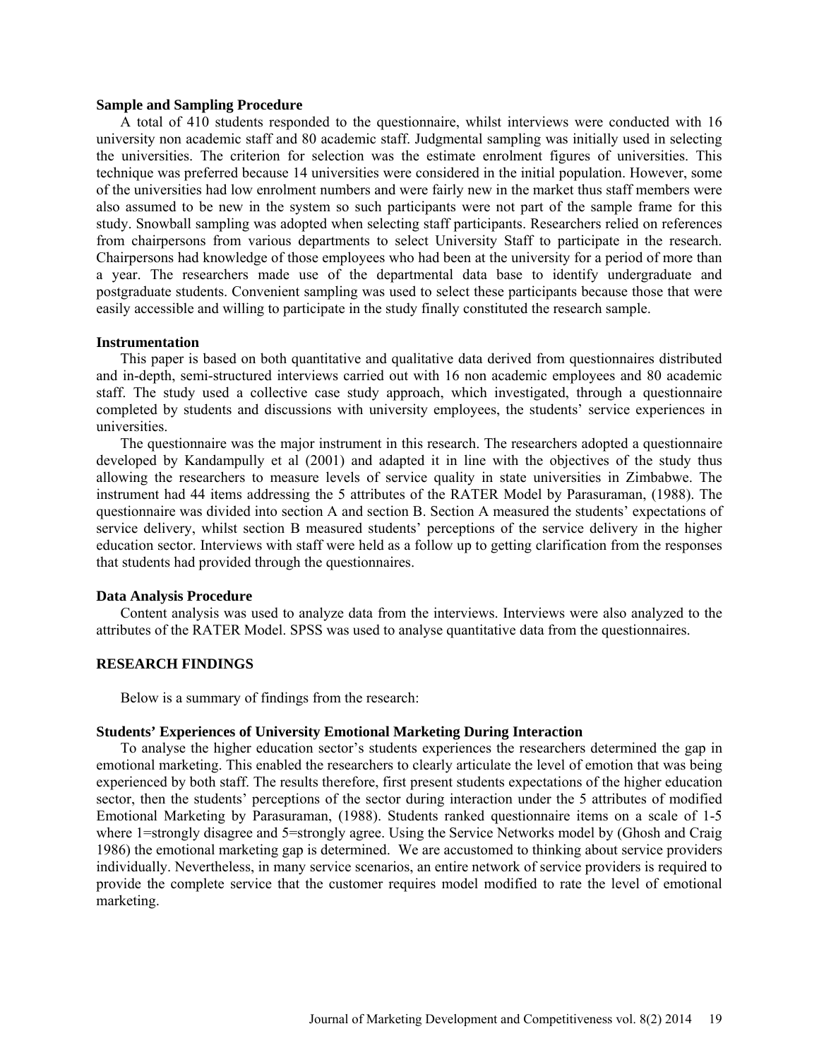**Sample and Sampling Procedure**

A total of 410 students responded to the questionnaire, whilst interviews were conducted with 16 university non academic staff and 80 academic staff. Judgmental sampling was initially used in selecting the universities. The criterion for selection was the estimate enrolment figures of universities. This technique was preferred because 14 universities were considered in the initial population. However, some of the universities had low enrolment numbers and were fairly new in the market thus staff members were also assumed to be new in the system so such participants were not part of the sample frame for this study. Snowball sampling was adopted when selecting staff participants. Researchers relied on references from chairpersons from various departments to select University Staff to participate in the research. Chairpersons had knowledge of those employees who had been at the university for a period of more than a year. The researchers made use of the departmental data base to identify undergraduate and postgraduate students. Convenient sampling was used to select these participants because those that were easily accessible and willing to participate in the study finally constituted the research sample.

**Instrumentation**

This paper is based on both quantitative and qualitative data derived from questionnaires distributed and in-depth, semi-structured interviews carried out with 16 non academic employees and 80 academic staff. The study used a collective case study approach, which investigated, through a questionnaire completed by students and discussions with university employees, the students' service experiences in universities.

The questionnaire was the major instrument in this research. The researchers adopted a questionnaire developed by Kandampully et al (2001) and adapted it in line with the objectives of the study thus allowing the researchers to measure levels of service quality in state universities in Zimbabwe. The instrument had 44 items addressing the 5 attributes of the RATER Model by Parasuraman, (1988). The questionnaire was divided into section A and section B. Section A measured the students' expectations of service delivery, whilst section B measured students' perceptions of the service delivery in the higher education sector. Interviews with staff were held as a follow up to getting clarification from the responses that students had provided through the questionnaires.

**Data Analysis Procedure**

Content analysis was used to analyze data from the interviews. Interviews were also analyzed to the attributes of the RATER Model. SPSS was used to analyse quantitative data from the questionnaires.

## RESEARCH FINDINGS

Below is a summary of findings from the research:

**Students' Experiences of University Emotional Marketing During Interaction**

To analyse the higher education sector's students experiences the researchers determined the gap in emotional marketing. This enabled the researchers to clearly articulate the level of emotion that was being experienced by both staff. The results therefore, first present students expectations of the higher education sector, then the students' perceptions of the sector during interaction under the 5 attributes of modified Emotional Marketing by Parasuraman, (1988). Students ranked questionnaire items on a scale of 1-5 where 1=strongly disagree and 5=strongly agree. Using the Service Networks model by (Ghosh and Craig 1986) the emotional marketing gap is determined. We are accustomed to thinking about service providers individually. Nevertheless, in many service scenarios, an entire network of service providers is required to provide the complete service that the customer requires model modified to rate the level of emotional marketing.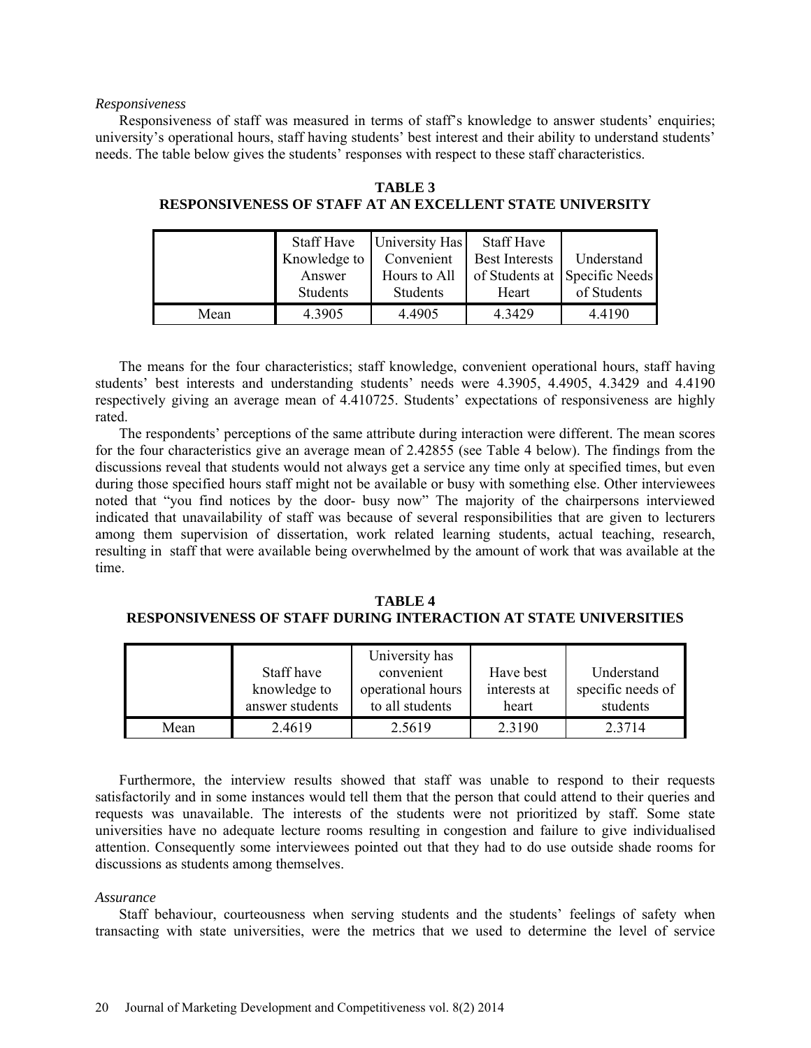*Responsiveness*

Responsiveness of staff was measured in terms of staff's knowledge to answer students' enquiries; university's operational hours, staff having students' best interest and their ability to understand students' needs. The table below gives the students' responses with respect to these staff characteristics.

**TABLE 3**
**RESPONSIVENESS OF STAFF AT AN EXCELLENT STATE UNIVERSITY**

| | Staff Have Knowledge to Answer Students | University Has Convenient Hours to All Students | Staff Have Best Interests of Students at Heart | Understand Specific Needs of Students |
|---|---|---|---|---|
| Mean | 4.3905 | 4.4905 | 4.3429 | 4.4190 |

The means for the four characteristics; staff knowledge, convenient operational hours, staff having students' best interests and understanding students' needs were 4.3905, 4.4905, 4.3429 and 4.4190 respectively giving an average mean of 4.410725. Students' expectations of responsiveness are highly rated.

The respondents' perceptions of the same attribute during interaction were different. The mean scores for the four characteristics give an average mean of 2.42855 (see Table 4 below). The findings from the discussions reveal that students would not always get a service any time only at specified times, but even during those specified hours staff might not be available or busy with something else. Other interviewees noted that "you find notices by the door- busy now" The majority of the chairpersons interviewed indicated that unavailability of staff was because of several responsibilities that are given to lecturers among them supervision of dissertation, work related learning students, actual teaching, research, resulting in staff that were available being overwhelmed by the amount of work that was available at the time.

**TABLE 4**
**RESPONSIVENESS OF STAFF DURING INTERACTION AT STATE UNIVERSITIES**

| | Staff have knowledge to answer students | University has convenient operational hours to all students | Have best interests at heart | Understand specific needs of students |
|---|---|---|---|---|
| Mean | 2.4619 | 2.5619 | 2.3190 | 2.3714 |

Furthermore, the interview results showed that staff was unable to respond to their requests satisfactorily and in some instances would tell them that the person that could attend to their queries and requests was unavailable. The interests of the students were not prioritized by staff. Some state universities have no adequate lecture rooms resulting in congestion and failure to give individualised attention. Consequently some interviewees pointed out that they had to do use outside shade rooms for discussions as students among themselves.

*Assurance*

Staff behaviour, courteousness when serving students and the students' feelings of safety when transacting with state universities, were the metrics that we used to determine the level of service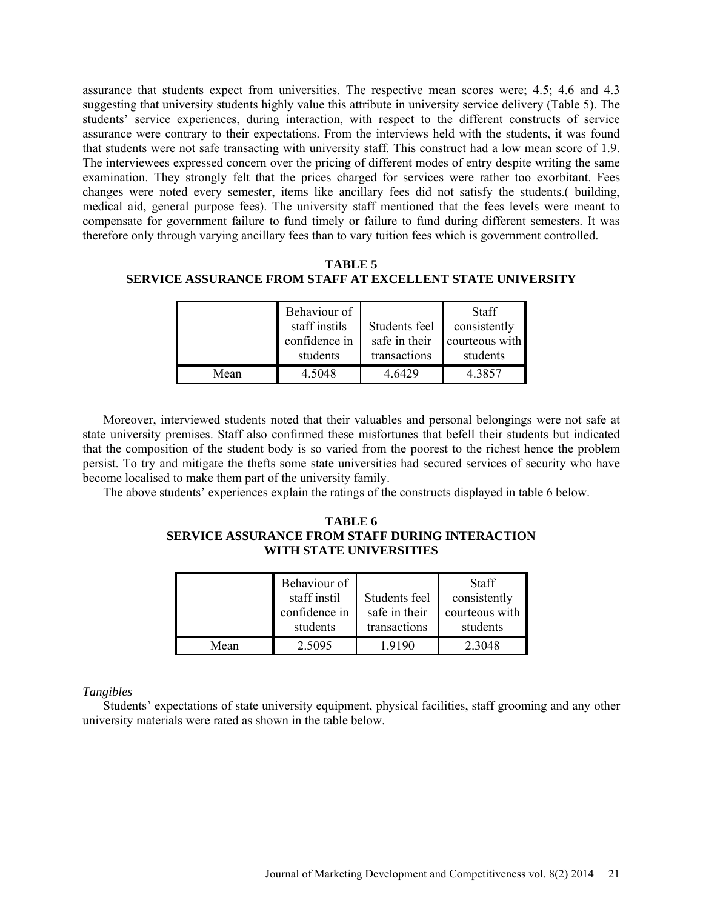assurance that students expect from universities. The respective mean scores were; 4.5; 4.6 and 4.3 suggesting that university students highly value this attribute in university service delivery (Table 5). The students' service experiences, during interaction, with respect to the different constructs of service assurance were contrary to their expectations. From the interviews held with the students, it was found that students were not safe transacting with university staff. This construct had a low mean score of 1.9. The interviewees expressed concern over the pricing of different modes of entry despite writing the same examination. They strongly felt that the prices charged for services were rather too exorbitant. Fees changes were noted every semester, items like ancillary fees did not satisfy the students.( building, medical aid, general purpose fees). The university staff mentioned that the fees levels were meant to compensate for government failure to fund timely or failure to fund during different semesters. It was therefore only through varying ancillary fees than to vary tuition fees which is government controlled.

**TABLE 5**
**SERVICE ASSURANCE FROM STAFF AT EXCELLENT STATE UNIVERSITY**

| | Behaviour of staff instils confidence in students | Students feel safe in their transactions | Staff consistently courteous with students |
|---|---|---|---|
| Mean | 4.5048 | 4.6429 | 4.3857 |

Moreover, interviewed students noted that their valuables and personal belongings were not safe at state university premises. Staff also confirmed these misfortunes that befell their students but indicated that the composition of the student body is so varied from the poorest to the richest hence the problem persist. To try and mitigate the thefts some state universities had secured services of security who have become localised to make them part of the university family.

The above students' experiences explain the ratings of the constructs displayed in table 6 below.

**TABLE 6**
**SERVICE ASSURANCE FROM STAFF DURING INTERACTION WITH STATE UNIVERSITIES**

| | Behaviour of staff instil confidence in students | Students feel safe in their transactions | Staff consistently courteous with students |
|---|---|---|---|
| Mean | 2.5095 | 1.9190 | 2.3048 |

*Tangibles*

Students' expectations of state university equipment, physical facilities, staff grooming and any other university materials were rated as shown in the table below.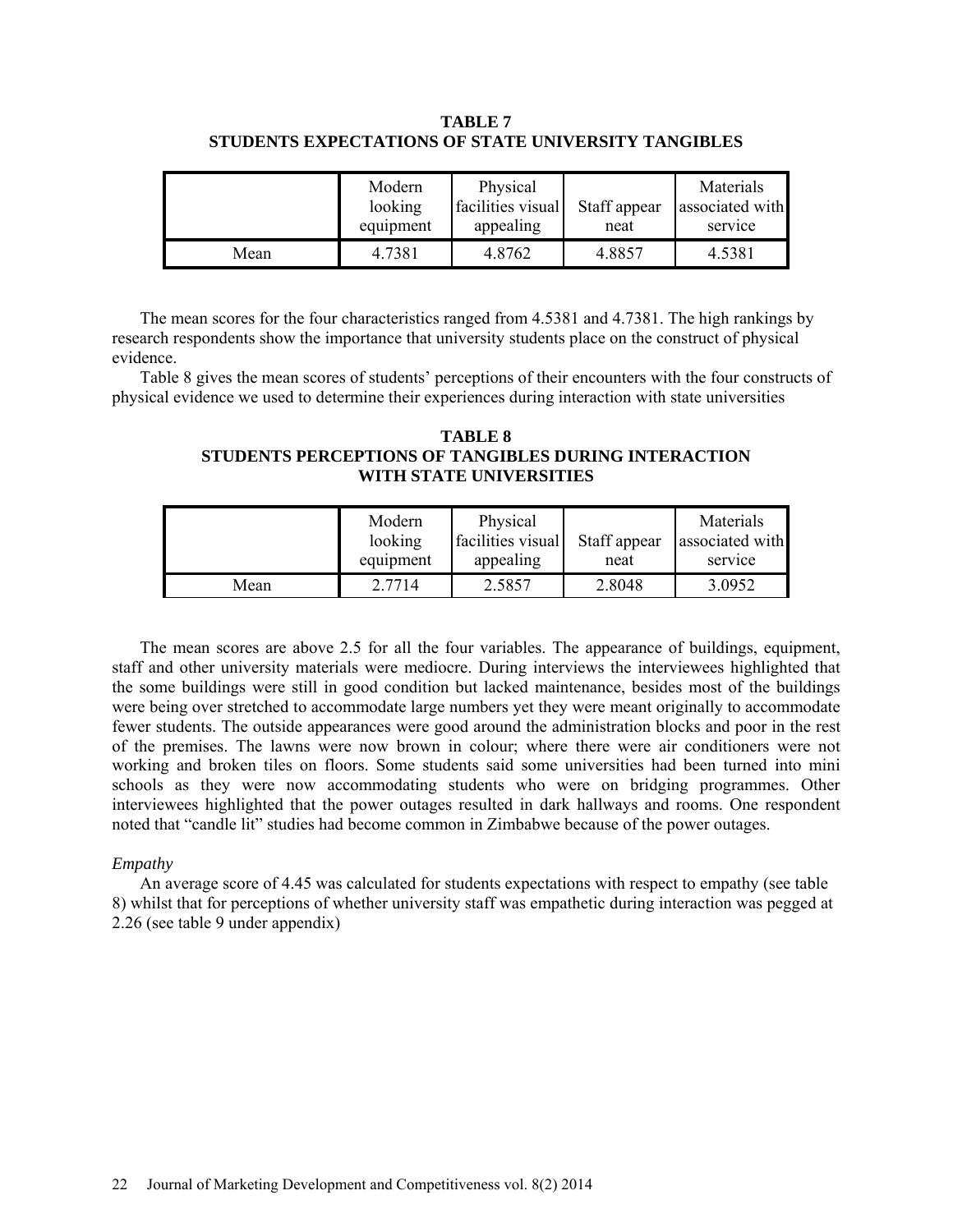**TABLE 7**
**STUDENTS EXPECTATIONS OF STATE UNIVERSITY TANGIBLES**

| | Modern looking equipment | Physical facilities visual appealing | Staff appear neat | Materials associated with service |
|---|---|---|---|---|
| Mean | 4.7381 | 4.8762 | 4.8857 | 4.5381 |

The mean scores for the four characteristics ranged from 4.5381 and 4.7381. The high rankings by research respondents show the importance that university students place on the construct of physical evidence.

Table 8 gives the mean scores of students' perceptions of their encounters with the four constructs of physical evidence we used to determine their experiences during interaction with state universities

**TABLE 8**
**STUDENTS PERCEPTIONS OF TANGIBLES DURING INTERACTION WITH STATE UNIVERSITIES**

| | Modern looking equipment | Physical facilities visual appealing | Staff appear neat | Materials associated with service |
|---|---|---|---|---|
| Mean | 2.7714 | 2.5857 | 2.8048 | 3.0952 |

The mean scores are above 2.5 for all the four variables. The appearance of buildings, equipment, staff and other university materials were mediocre. During interviews the interviewees highlighted that the some buildings were still in good condition but lacked maintenance, besides most of the buildings were being over stretched to accommodate large numbers yet they were meant originally to accommodate fewer students. The outside appearances were good around the administration blocks and poor in the rest of the premises. The lawns were now brown in colour; where there were air conditioners were not working and broken tiles on floors. Some students said some universities had been turned into mini schools as they were now accommodating students who were on bridging programmes. Other interviewees highlighted that the power outages resulted in dark hallways and rooms. One respondent noted that "candle lit" studies had become common in Zimbabwe because of the power outages.

*Empathy*

An average score of 4.45 was calculated for students expectations with respect to empathy (see table 8) whilst that for perceptions of whether university staff was empathetic during interaction was pegged at 2.26 (see table 9 under appendix)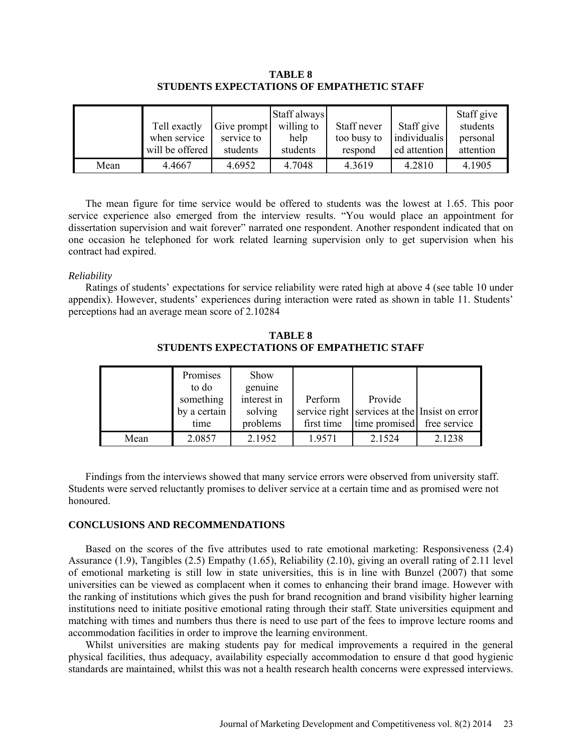**TABLE 8**
**STUDENTS EXPECTATIONS OF EMPATHETIC STAFF**

| | Tell exactly when service will be offered | Give prompt service to students | Staff always willing to help students | Staff never too busy to respond | Staff give individualised attention | Staff give students personal attention |
|---|---|---|---|---|---|---|
| Mean | 4.4667 | 4.6952 | 4.7048 | 4.3619 | 4.2810 | 4.1905 |

The mean figure for time service would be offered to students was the lowest at 1.65. This poor service experience also emerged from the interview results. "You would place an appointment for dissertation supervision and wait forever" narrated one respondent. Another respondent indicated that on one occasion he telephoned for work related learning supervision only to get supervision when his contract had expired.

*Reliability*

Ratings of students' expectations for service reliability were rated high at above 4 (see table 10 under appendix). However, students' experiences during interaction were rated as shown in table 11. Students' perceptions had an average mean score of 2.10284

**TABLE 8**
**STUDENTS EXPECTATIONS OF EMPATHETIC STAFF**

| | Promises to do something by a certain time | Show genuine interest in solving problems | Perform service right first time | Provide services at the time promised | Insist on error free service |
|---|---|---|---|---|---|
| Mean | 2.0857 | 2.1952 | 1.9571 | 2.1524 | 2.1238 |

Findings from the interviews showed that many service errors were observed from university staff. Students were served reluctantly promises to deliver service at a certain time and as promised were not honoured.

## CONCLUSIONS AND RECOMMENDATIONS

Based on the scores of the five attributes used to rate emotional marketing: Responsiveness (2.4) Assurance (1.9), Tangibles (2.5) Empathy (1.65), Reliability (2.10), giving an overall rating of 2.11 level of emotional marketing is still low in state universities, this is in line with Bunzel (2007) that some universities can be viewed as complacent when it comes to enhancing their brand image. However with the ranking of institutions which gives the push for brand recognition and brand visibility higher learning institutions need to initiate positive emotional rating through their staff. State universities equipment and matching with times and numbers thus there is need to use part of the fees to improve lecture rooms and accommodation facilities in order to improve the learning environment.

Whilst universities are making students pay for medical improvements a required in the general physical facilities, thus adequacy, availability especially accommodation to ensure d that good hygienic standards are maintained, whilst this was not a health research health concerns were expressed interviews.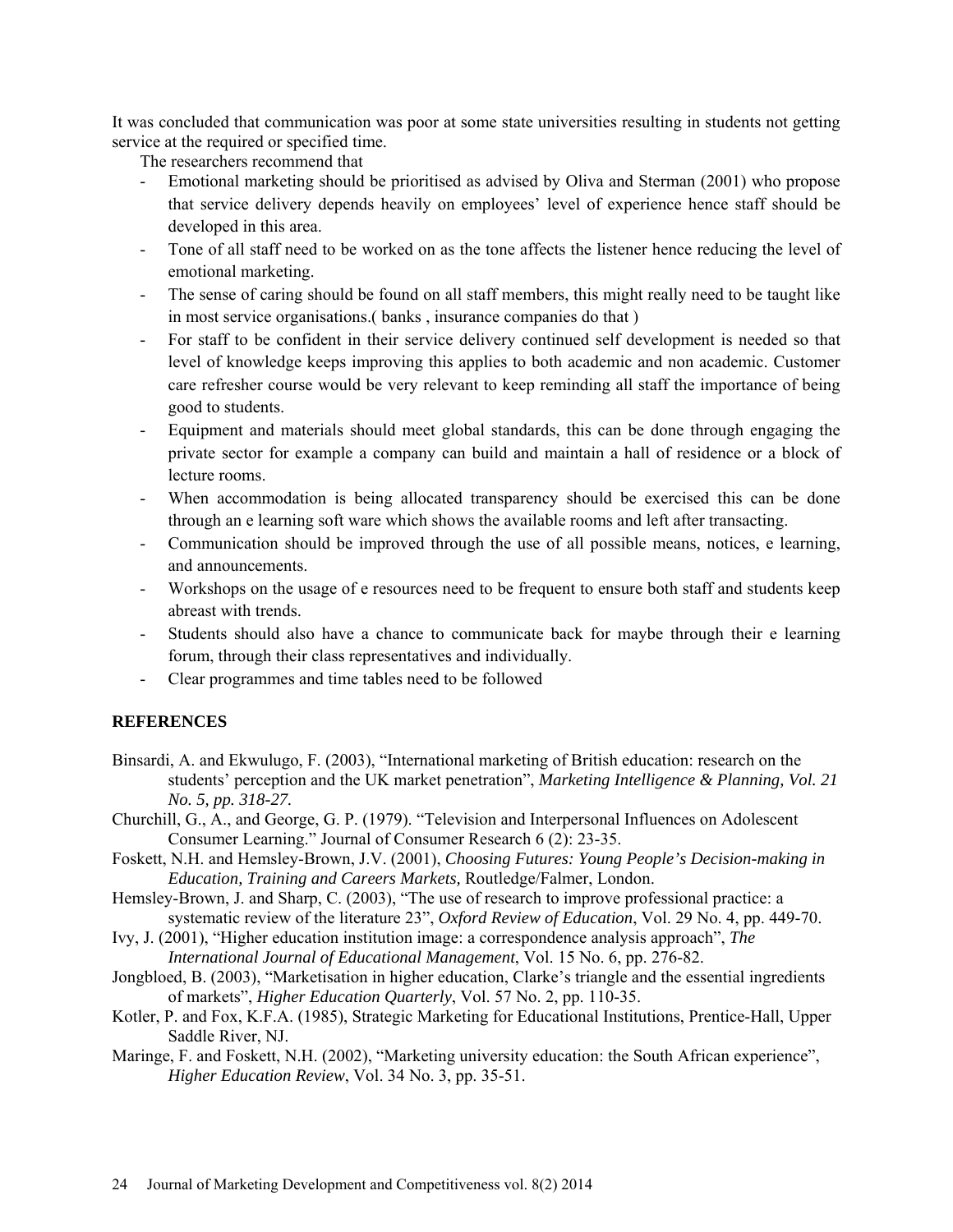It was concluded that communication was poor at some state universities resulting in students not getting service at the required or specified time.

The researchers recommend that

- Emotional marketing should be prioritised as advised by Oliva and Sterman (2001) who propose that service delivery depends heavily on employees' level of experience hence staff should be developed in this area.
- Tone of all staff need to be worked on as the tone affects the listener hence reducing the level of emotional marketing.
- The sense of caring should be found on all staff members, this might really need to be taught like in most service organisations.( banks , insurance companies do that )
- For staff to be confident in their service delivery continued self development is needed so that level of knowledge keeps improving this applies to both academic and non academic. Customer care refresher course would be very relevant to keep reminding all staff the importance of being good to students.
- Equipment and materials should meet global standards, this can be done through engaging the private sector for example a company can build and maintain a hall of residence or a block of lecture rooms.
- When accommodation is being allocated transparency should be exercised this can be done through an e learning soft ware which shows the available rooms and left after transacting.
- Communication should be improved through the use of all possible means, notices, e learning, and announcements.
- Workshops on the usage of e resources need to be frequent to ensure both staff and students keep abreast with trends.
- Students should also have a chance to communicate back for maybe through their e learning forum, through their class representatives and individually.
- Clear programmes and time tables need to be followed

## REFERENCES

Binsardi, A. and Ekwulugo, F. (2003), "International marketing of British education: research on the students' perception and the UK market penetration", *Marketing Intelligence & Planning, Vol. 21 No. 5, pp. 318-27.*

Churchill, G., A., and George, G. P. (1979). "Television and Interpersonal Influences on Adolescent Consumer Learning." Journal of Consumer Research 6 (2): 23-35.

Foskett, N.H. and Hemsley-Brown, J.V. (2001), *Choosing Futures: Young People's Decision-making in Education, Training and Careers Markets,* Routledge/Falmer, London.

Hemsley-Brown, J. and Sharp, C. (2003), "The use of research to improve professional practice: a systematic review of the literature 23", *Oxford Review of Education*, Vol. 29 No. 4, pp. 449-70.

Ivy, J. (2001), "Higher education institution image: a correspondence analysis approach", *The International Journal of Educational Management*, Vol. 15 No. 6, pp. 276-82.

Jongbloed, B. (2003), "Marketisation in higher education, Clarke's triangle and the essential ingredients of markets", *Higher Education Quarterly*, Vol. 57 No. 2, pp. 110-35.

Kotler, P. and Fox, K.F.A. (1985), Strategic Marketing for Educational Institutions, Prentice-Hall, Upper Saddle River, NJ.

Maringe, F. and Foskett, N.H. (2002), "Marketing university education: the South African experience", *Higher Education Review*, Vol. 34 No. 3, pp. 35-51.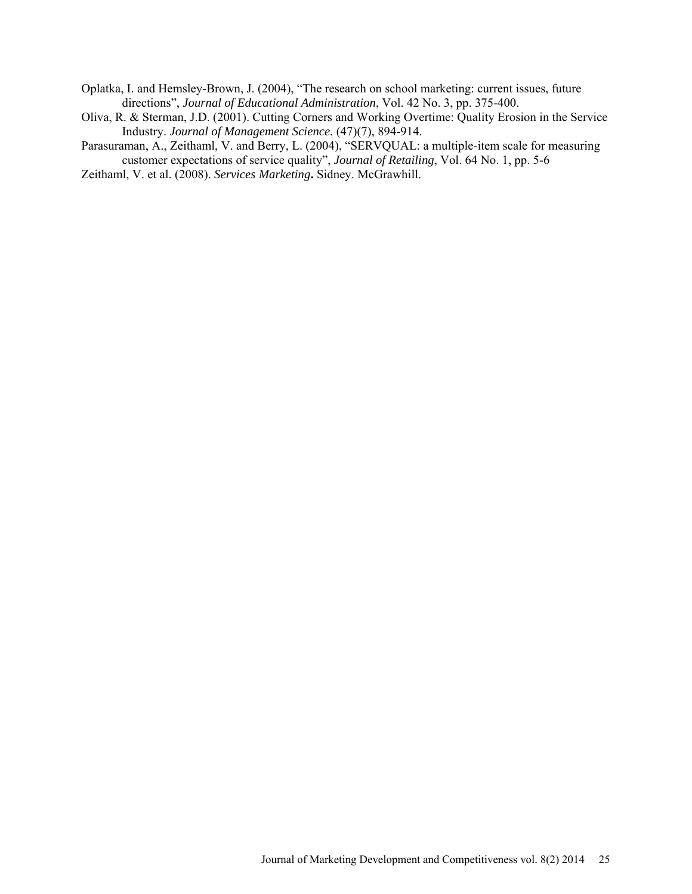Oplatka, I. and Hemsley-Brown, J. (2004), "The research on school marketing: current issues, future directions", *Journal of Educational Administration*, Vol. 42 No. 3, pp. 375-400.

Oliva, R. & Sterman, J.D. (2001). Cutting Corners and Working Overtime: Quality Erosion in the Service Industry. *Journal of Management Science.* (47)(7), 894-914.

Parasuraman, A., Zeithaml, V. and Berry, L. (2004), "SERVQUAL: a multiple-item scale for measuring customer expectations of service quality", *Journal of Retailing*, Vol. 64 No. 1, pp. 5-6

Zeithaml, V. et al. (2008). ***Services Marketing*.** Sidney. McGrawhill.